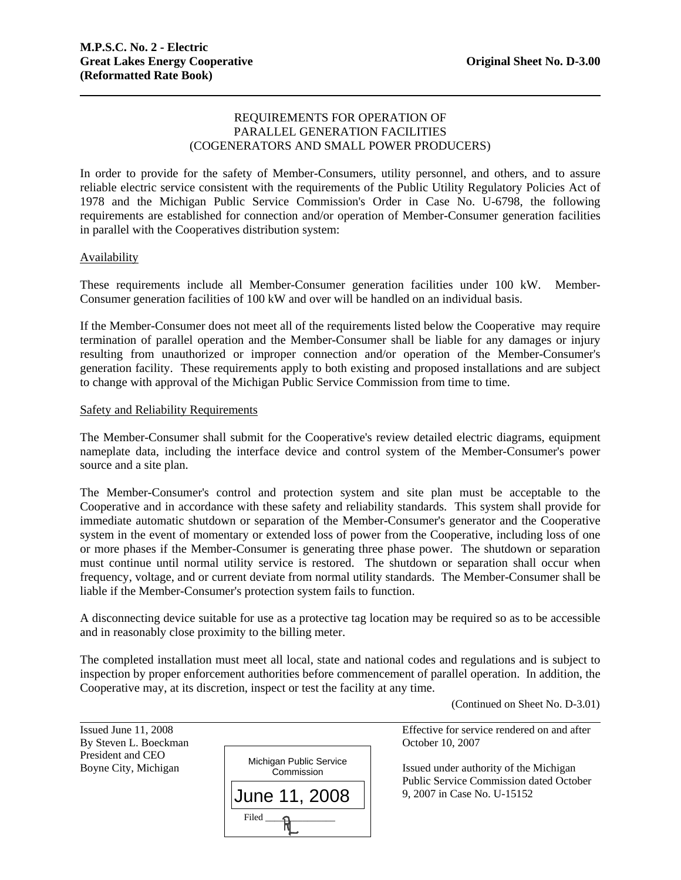**M.P.S.C. No. 2 - Electric**
**Great Lakes Energy Cooperative** **Original Sheet No. D-3.00**
**(Reformatted Rate Book)**

REQUIREMENTS FOR OPERATION OF
PARALLEL GENERATION FACILITIES
(COGENERATORS AND SMALL POWER PRODUCERS)

In order to provide for the safety of Member-Consumers, utility personnel, and others, and to assure reliable electric service consistent with the requirements of the Public Utility Regulatory Policies Act of 1978 and the Michigan Public Service Commission's Order in Case No. U-6798, the following requirements are established for connection and/or operation of Member-Consumer generation facilities in parallel with the Cooperatives distribution system:

Availability

These requirements include all Member-Consumer generation facilities under 100 kW. Member-Consumer generation facilities of 100 kW and over will be handled on an individual basis.

If the Member-Consumer does not meet all of the requirements listed below the Cooperative may require termination of parallel operation and the Member-Consumer shall be liable for any damages or injury resulting from unauthorized or improper connection and/or operation of the Member-Consumer's generation facility. These requirements apply to both existing and proposed installations and are subject to change with approval of the Michigan Public Service Commission from time to time.

Safety and Reliability Requirements

The Member-Consumer shall submit for the Cooperative's review detailed electric diagrams, equipment nameplate data, including the interface device and control system of the Member-Consumer's power source and a site plan.

The Member-Consumer's control and protection system and site plan must be acceptable to the Cooperative and in accordance with these safety and reliability standards. This system shall provide for immediate automatic shutdown or separation of the Member-Consumer's generator and the Cooperative system in the event of momentary or extended loss of power from the Cooperative, including loss of one or more phases if the Member-Consumer is generating three phase power. The shutdown or separation must continue until normal utility service is restored. The shutdown or separation shall occur when frequency, voltage, and or current deviate from normal utility standards. The Member-Consumer shall be liable if the Member-Consumer's protection system fails to function.

A disconnecting device suitable for use as a protective tag location may be required so as to be accessible and in reasonably close proximity to the billing meter.

The completed installation must meet all local, state and national codes and regulations and is subject to inspection by proper enforcement authorities before commencement of parallel operation. In addition, the Cooperative may, at its discretion, inspect or test the facility at any time.

(Continued on Sheet No. D-3.01)

Issued June 11, 2008
By Steven L. Boeckman
President and CEO
Boyne City, Michigan

Michigan Public Service Commission
June 11, 2008
Filed ______

Effective for service rendered on and after October 10, 2007

Issued under authority of the Michigan Public Service Commission dated October 9, 2007 in Case No. U-15152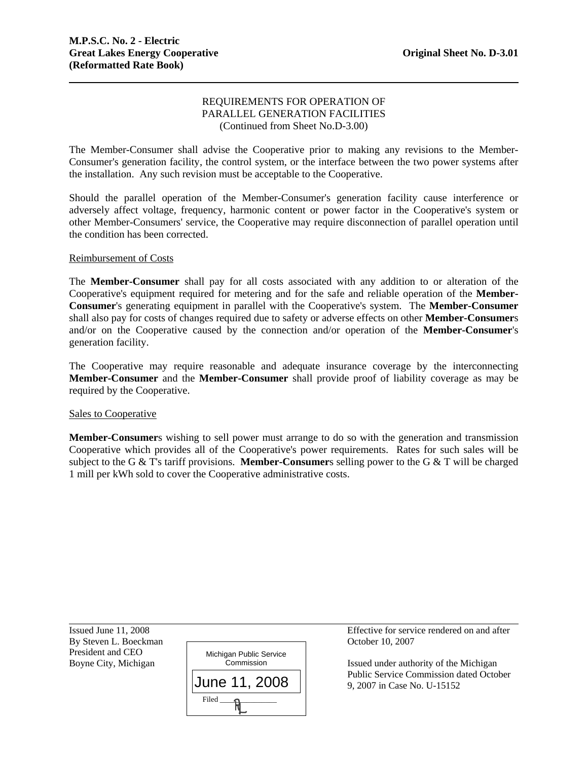REQUIREMENTS FOR OPERATION OF PARALLEL GENERATION FACILITIES
(Continued from Sheet No.D-3.00)

The Member-Consumer shall advise the Cooperative prior to making any revisions to the Member-Consumer's generation facility, the control system, or the interface between the two power systems after the installation. Any such revision must be acceptable to the Cooperative.

Should the parallel operation of the Member-Consumer's generation facility cause interference or adversely affect voltage, frequency, harmonic content or power factor in the Cooperative's system or other Member-Consumers' service, the Cooperative may require disconnection of parallel operation until the condition has been corrected.

Reimbursement of Costs

The **Member-Consumer** shall pay for all costs associated with any addition to or alteration of the Cooperative's equipment required for metering and for the safe and reliable operation of the **Member-Consumer**'s generating equipment in parallel with the Cooperative's system. The **Member-Consumer** shall also pay for costs of changes required due to safety or adverse effects on other **Member-Consumer**s and/or on the Cooperative caused by the connection and/or operation of the **Member-Consumer**'s generation facility.

The Cooperative may require reasonable and adequate insurance coverage by the interconnecting **Member-Consumer** and the **Member-Consumer** shall provide proof of liability coverage as may be required by the Cooperative.

Sales to Cooperative

**Member-Consumer**s wishing to sell power must arrange to do so with the generation and transmission Cooperative which provides all of the Cooperative's power requirements. Rates for such sales will be subject to the G & T's tariff provisions. **Member-Consumer**s selling power to the G & T will be charged 1 mill per kWh sold to cover the Cooperative administrative costs.

Issued June 11, 2008
By Steven L. Boeckman
President and CEO
Boyne City, Michigan

Michigan Public Service Commission
June 11, 2008
Filed

Effective for service rendered on and after October 10, 2007

Issued under authority of the Michigan Public Service Commission dated October 9, 2007 in Case No. U-15152